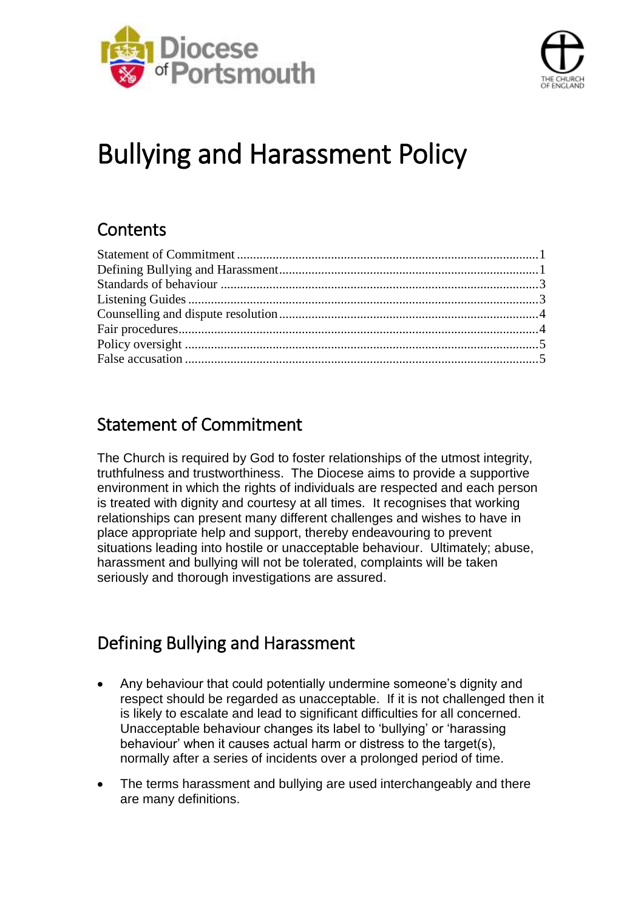Diocese of Portsmouth

THE CHURCH OF ENGLAND

# Bullying and Harassment Policy

## Contents

Statement of Commitment ........ 1
Defining Bullying and Harassment ........ 1
Standards of behaviour ........ 3
Listening Guides ........ 3
Counselling and dispute resolution ........ 4
Fair procedures ........ 4
Policy oversight ........ 5
False accusation ........ 5

## Statement of Commitment

The Church is required by God to foster relationships of the utmost integrity, truthfulness and trustworthiness. The Diocese aims to provide a supportive environment in which the rights of individuals are respected and each person is treated with dignity and courtesy at all times. It recognises that working relationships can present many different challenges and wishes to have in place appropriate help and support, thereby endeavouring to prevent situations leading into hostile or unacceptable behaviour. Ultimately; abuse, harassment and bullying will not be tolerated, complaints will be taken seriously and thorough investigations are assured.

## Defining Bullying and Harassment

- Any behaviour that could potentially undermine someone's dignity and respect should be regarded as unacceptable. If it is not challenged then it is likely to escalate and lead to significant difficulties for all concerned. Unacceptable behaviour changes its label to 'bullying' or 'harassing behaviour' when it causes actual harm or distress to the target(s), normally after a series of incidents over a prolonged period of time.
- The terms harassment and bullying are used interchangeably and there are many definitions.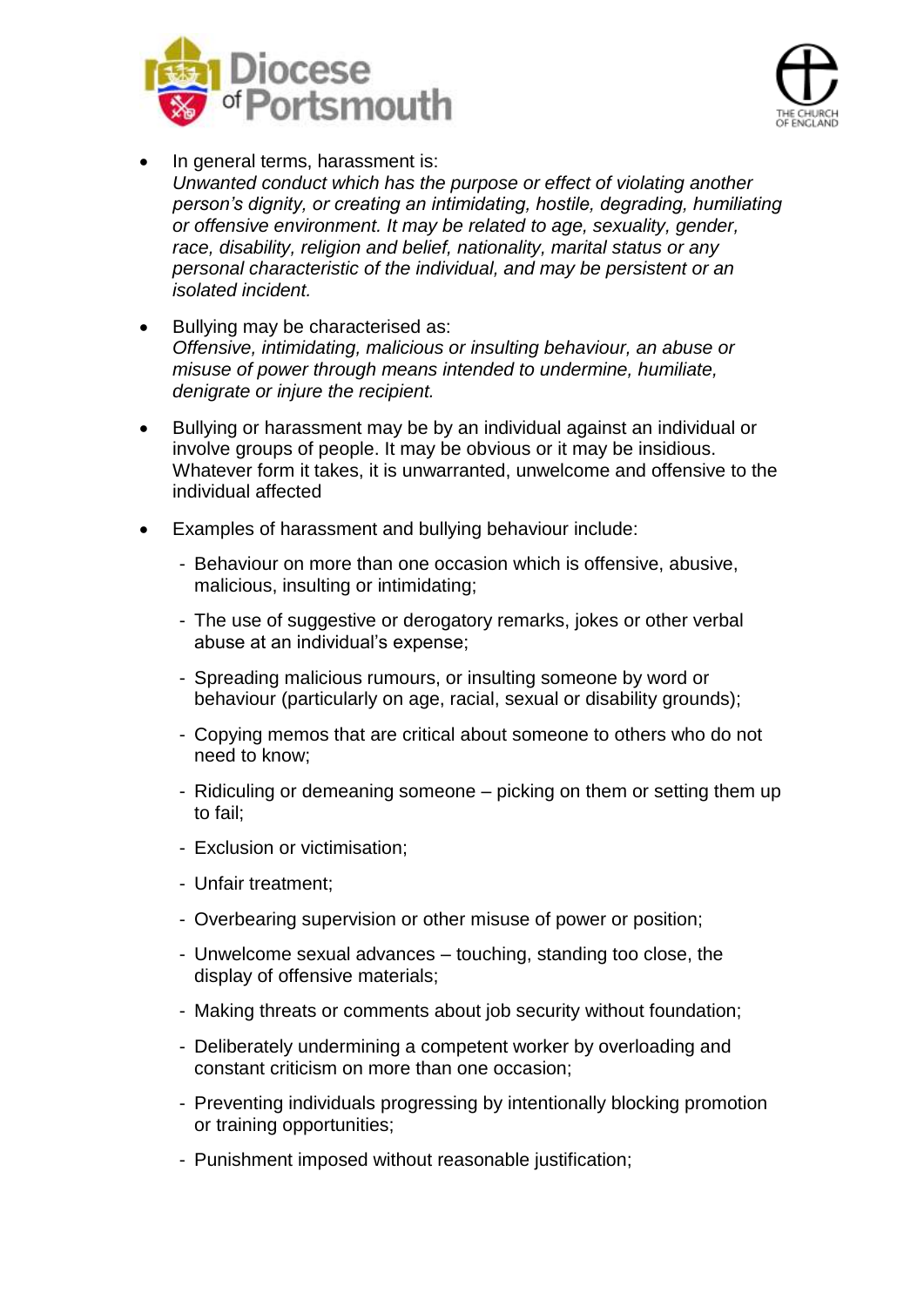- In general terms, harassment is:
  *Unwanted conduct which has the purpose or effect of violating another person's dignity, or creating an intimidating, hostile, degrading, humiliating or offensive environment. It may be related to age, sexuality, gender, race, disability, religion and belief, nationality, marital status or any personal characteristic of the individual, and may be persistent or an isolated incident.*

- Bullying may be characterised as:
  *Offensive, intimidating, malicious or insulting behaviour, an abuse or misuse of power through means intended to undermine, humiliate, denigrate or injure the recipient.*

- Bullying or harassment may be by an individual against an individual or involve groups of people. It may be obvious or it may be insidious. Whatever form it takes, it is unwarranted, unwelcome and offensive to the individual affected

- Examples of harassment and bullying behaviour include:

  - Behaviour on more than one occasion which is offensive, abusive, malicious, insulting or intimidating;
  - The use of suggestive or derogatory remarks, jokes or other verbal abuse at an individual's expense;
  - Spreading malicious rumours, or insulting someone by word or behaviour (particularly on age, racial, sexual or disability grounds);
  - Copying memos that are critical about someone to others who do not need to know;
  - Ridiculing or demeaning someone – picking on them or setting them up to fail;
  - Exclusion or victimisation;
  - Unfair treatment;
  - Overbearing supervision or other misuse of power or position;
  - Unwelcome sexual advances – touching, standing too close, the display of offensive materials;
  - Making threats or comments about job security without foundation;
  - Deliberately undermining a competent worker by overloading and constant criticism on more than one occasion;
  - Preventing individuals progressing by intentionally blocking promotion or training opportunities;
  - Punishment imposed without reasonable justification;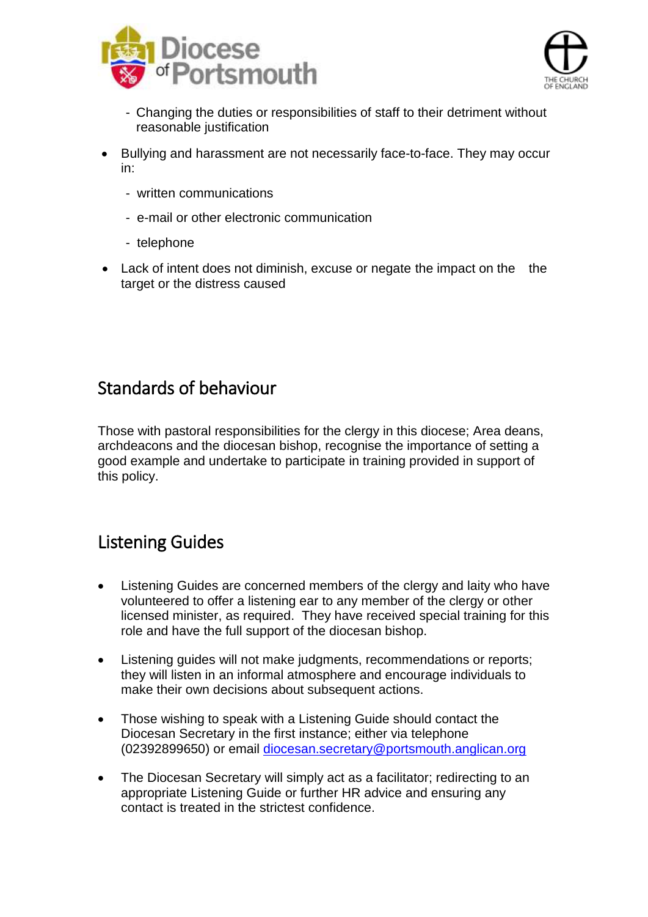- Changing the duties or responsibilities of staff to their detriment without reasonable justification

- Bullying and harassment are not necessarily face-to-face. They may occur in:
  - written communications
  - e-mail or other electronic communication
  - telephone

- Lack of intent does not diminish, excuse or negate the impact on the  the target or the distress caused

## Standards of behaviour

Those with pastoral responsibilities for the clergy in this diocese; Area deans, archdeacons and the diocesan bishop, recognise the importance of setting a good example and undertake to participate in training provided in support of this policy.

## Listening Guides

- Listening Guides are concerned members of the clergy and laity who have volunteered to offer a listening ear to any member of the clergy or other licensed minister, as required. They have received special training for this role and have the full support of the diocesan bishop.

- Listening guides will not make judgments, recommendations or reports; they will listen in an informal atmosphere and encourage individuals to make their own decisions about subsequent actions.

- Those wishing to speak with a Listening Guide should contact the Diocesan Secretary in the first instance; either via telephone (02392899650) or email diocesan.secretary@portsmouth.anglican.org

- The Diocesan Secretary will simply act as a facilitator; redirecting to an appropriate Listening Guide or further HR advice and ensuring any contact is treated in the strictest confidence.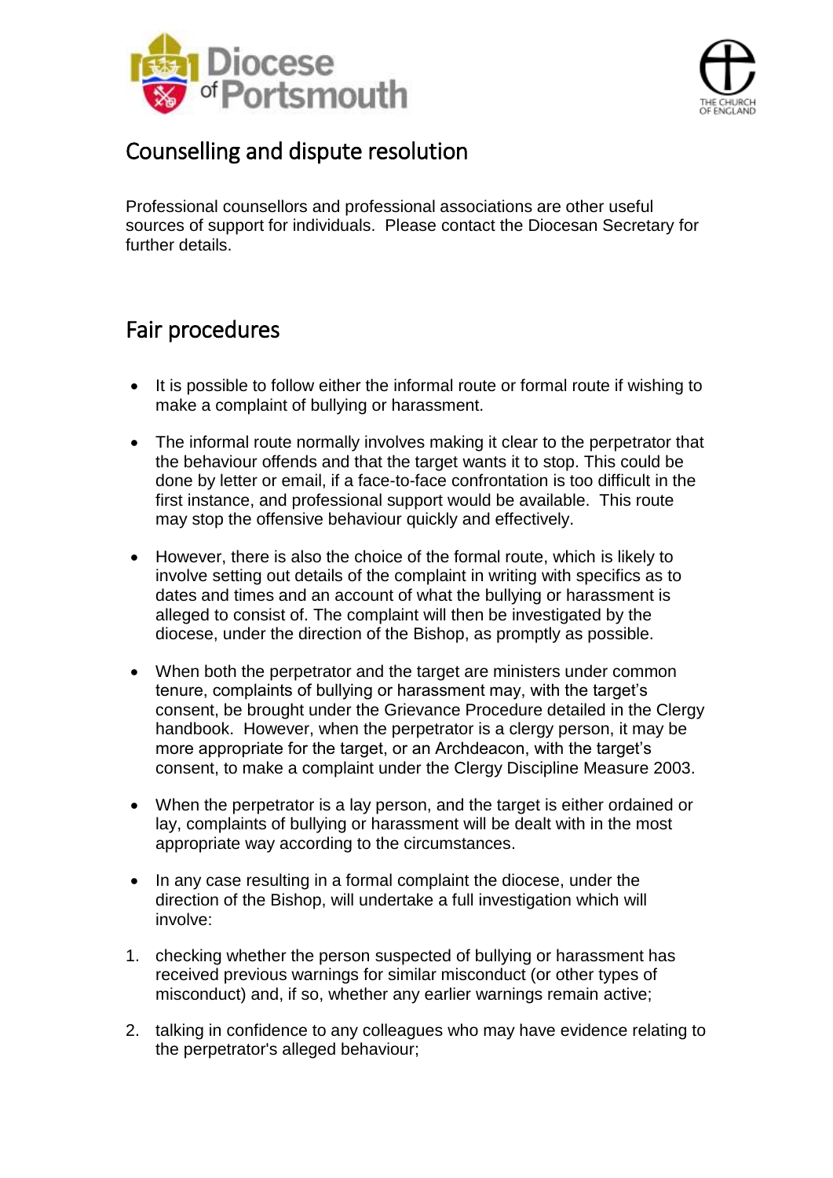## Counselling and dispute resolution

Professional counsellors and professional associations are other useful sources of support for individuals. Please contact the Diocesan Secretary for further details.

## Fair procedures

- It is possible to follow either the informal route or formal route if wishing to make a complaint of bullying or harassment.
- The informal route normally involves making it clear to the perpetrator that the behaviour offends and that the target wants it to stop. This could be done by letter or email, if a face-to-face confrontation is too difficult in the first instance, and professional support would be available. This route may stop the offensive behaviour quickly and effectively.
- However, there is also the choice of the formal route, which is likely to involve setting out details of the complaint in writing with specifics as to dates and times and an account of what the bullying or harassment is alleged to consist of. The complaint will then be investigated by the diocese, under the direction of the Bishop, as promptly as possible.
- When both the perpetrator and the target are ministers under common tenure, complaints of bullying or harassment may, with the target's consent, be brought under the Grievance Procedure detailed in the Clergy handbook. However, when the perpetrator is a clergy person, it may be more appropriate for the target, or an Archdeacon, with the target's consent, to make a complaint under the Clergy Discipline Measure 2003.
- When the perpetrator is a lay person, and the target is either ordained or lay, complaints of bullying or harassment will be dealt with in the most appropriate way according to the circumstances.
- In any case resulting in a formal complaint the diocese, under the direction of the Bishop, will undertake a full investigation which will involve:

1. checking whether the person suspected of bullying or harassment has received previous warnings for similar misconduct (or other types of misconduct) and, if so, whether any earlier warnings remain active;
2. talking in confidence to any colleagues who may have evidence relating to the perpetrator's alleged behaviour;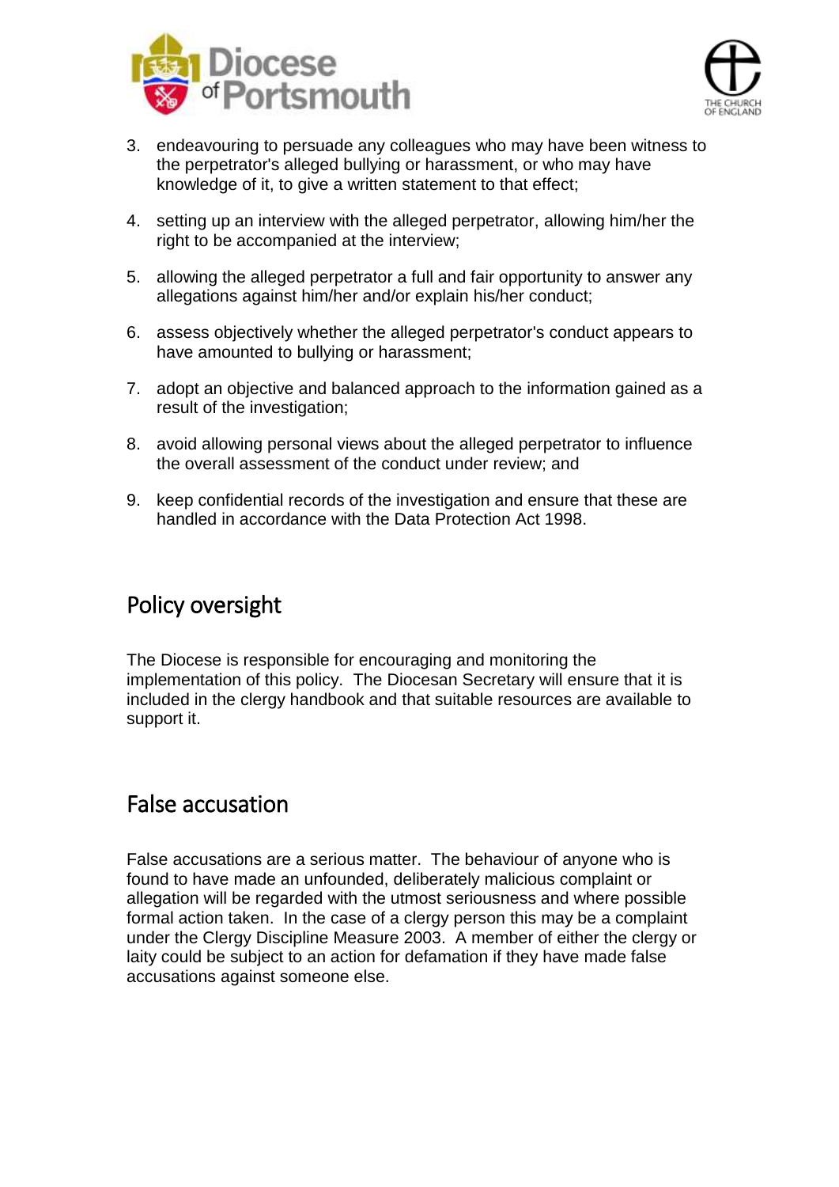3. endeavouring to persuade any colleagues who may have been witness to the perpetrator's alleged bullying or harassment, or who may have knowledge of it, to give a written statement to that effect;

4. setting up an interview with the alleged perpetrator, allowing him/her the right to be accompanied at the interview;

5. allowing the alleged perpetrator a full and fair opportunity to answer any allegations against him/her and/or explain his/her conduct;

6. assess objectively whether the alleged perpetrator's conduct appears to have amounted to bullying or harassment;

7. adopt an objective and balanced approach to the information gained as a result of the investigation;

8. avoid allowing personal views about the alleged perpetrator to influence the overall assessment of the conduct under review; and

9. keep confidential records of the investigation and ensure that these are handled in accordance with the Data Protection Act 1998.

## Policy oversight

The Diocese is responsible for encouraging and monitoring the implementation of this policy. The Diocesan Secretary will ensure that it is included in the clergy handbook and that suitable resources are available to support it.

## False accusation

False accusations are a serious matter. The behaviour of anyone who is found to have made an unfounded, deliberately malicious complaint or allegation will be regarded with the utmost seriousness and where possible formal action taken. In the case of a clergy person this may be a complaint under the Clergy Discipline Measure 2003. A member of either the clergy or laity could be subject to an action for defamation if they have made false accusations against someone else.